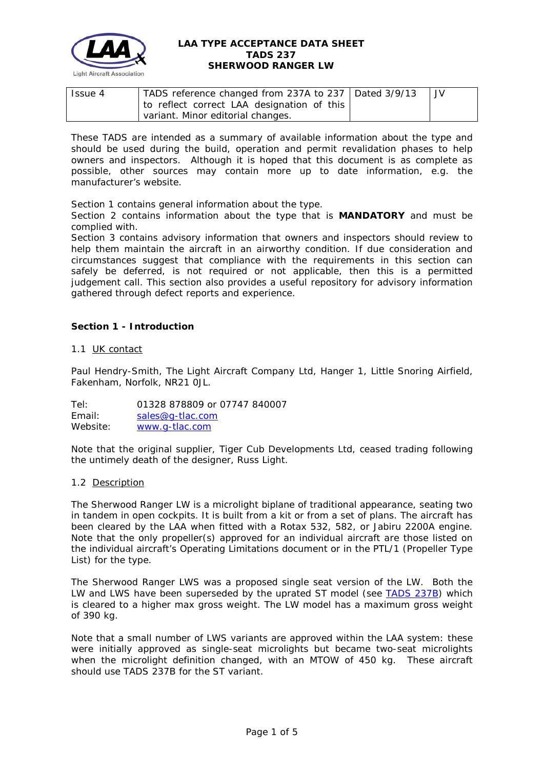# LAA TYPE ACCEPTANCE DATA SHEET
# TADS 237
# SHERWOOD RANGER LW

| Issue 4 | TADS reference changed from 237A to 237 to reflect correct LAA designation of this variant. Minor editorial changes. | Dated 3/9/13 | JV |
|---|---|---|---|

These TADS are intended as a summary of available information about the type and should be used during the build, operation and permit revalidation phases to help owners and inspectors. Although it is hoped that this document is as complete as possible, other sources may contain more up to date information, e.g. the manufacturer's website.

Section 1 contains general information about the type.
Section 2 contains information about the type that is **MANDATORY** and must be complied with.
Section 3 contains advisory information that owners and inspectors should review to help them maintain the aircraft in an airworthy condition. If due consideration and circumstances suggest that compliance with the requirements in this section can safely be deferred, is not required or not applicable, then this is a permitted judgement call. This section also provides a useful repository for advisory information gathered through defect reports and experience.

## Section 1 - Introduction

### 1.1 UK contact

Paul Hendry-Smith, The Light Aircraft Company Ltd, Hanger 1, Little Snoring Airfield, Fakenham, Norfolk, NR21 0JL.

Tel: 01328 878809 or 07747 840007
Email: sales@g-tlac.com
Website: www.g-tlac.com

Note that the original supplier, Tiger Cub Developments Ltd, ceased trading following the untimely death of the designer, Russ Light.

### 1.2 Description

The Sherwood Ranger LW is a microlight biplane of traditional appearance, seating two in tandem in open cockpits. It is built from a kit or from a set of plans. The aircraft has been cleared by the LAA when fitted with a Rotax 532, 582, or Jabiru 2200A engine. Note that the only propeller(s) approved for an individual aircraft are those listed on the individual aircraft's Operating Limitations document or in the PTL/1 (Propeller Type List) for the type.

The Sherwood Ranger LWS was a proposed single seat version of the LW. Both the LW and LWS have been superseded by the uprated ST model (see TADS 237B) which is cleared to a higher max gross weight. The LW model has a maximum gross weight of 390 kg.

Note that a small number of LWS variants are approved within the LAA system: these were initially approved as single-seat microlights but became two-seat microlights when the microlight definition changed, with an MTOW of 450 kg. These aircraft should use TADS 237B for the ST variant.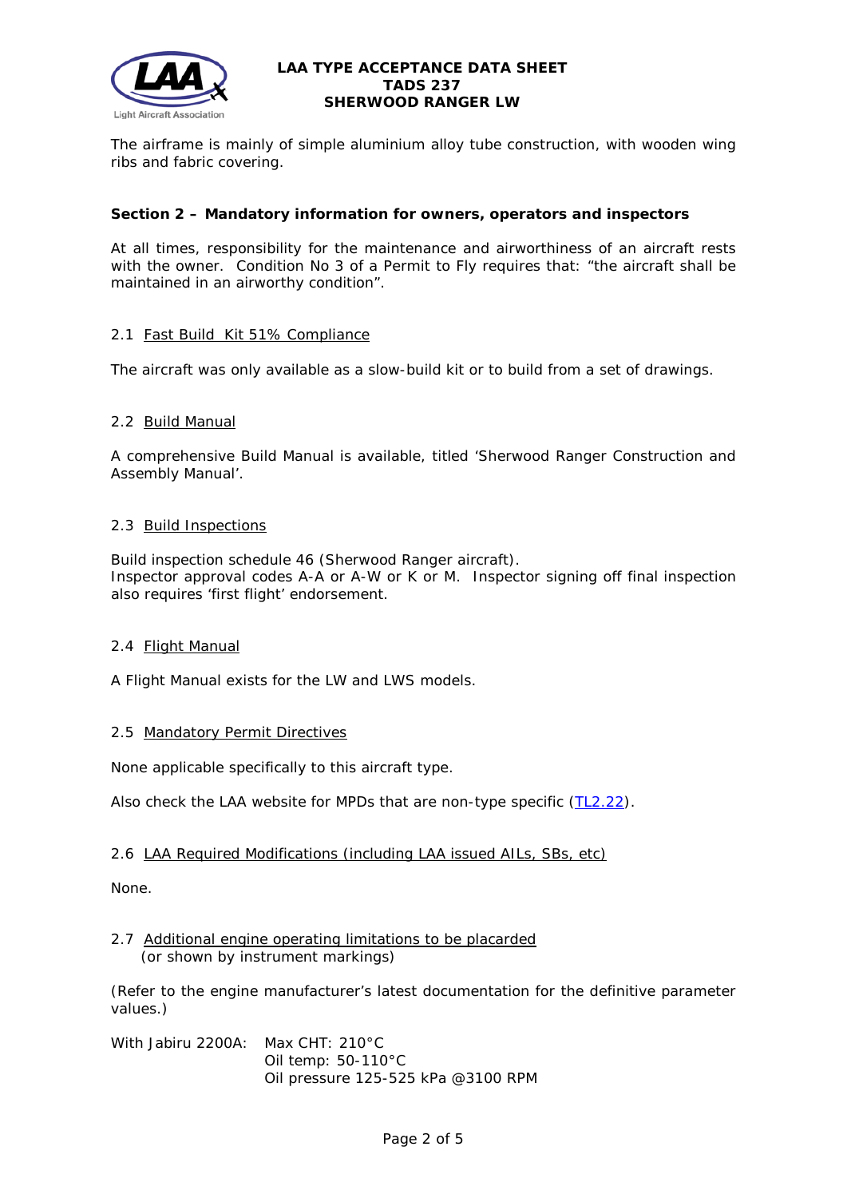The airframe is mainly of simple aluminium alloy tube construction, with wooden wing ribs and fabric covering.

## Section 2 – Mandatory information for owners, operators and inspectors

At all times, responsibility for the maintenance and airworthiness of an aircraft rests with the owner. Condition No 3 of a Permit to Fly requires that: "the aircraft shall be maintained in an airworthy condition".

### 2.1 Fast Build Kit 51% Compliance

The aircraft was only available as a slow-build kit or to build from a set of drawings.

### 2.2 Build Manual

A comprehensive Build Manual is available, titled 'Sherwood Ranger Construction and Assembly Manual'.

### 2.3 Build Inspections

Build inspection schedule 46 (Sherwood Ranger aircraft).
Inspector approval codes A-A or A-W or K or M. Inspector signing off final inspection also requires 'first flight' endorsement.

### 2.4 Flight Manual

A Flight Manual exists for the LW and LWS models.

### 2.5 Mandatory Permit Directives

None applicable specifically to this aircraft type.

Also check the LAA website for MPDs that are non-type specific (TL2.22).

### 2.6 LAA Required Modifications (including LAA issued AILs, SBs, etc)

None.

### 2.7 Additional engine operating limitations to be placarded (or shown by instrument markings)

(Refer to the engine manufacturer's latest documentation for the definitive parameter values.)

With Jabiru 2200A:
- Max CHT: 210°C
- Oil temp: 50-110°C
- Oil pressure 125-525 kPa @3100 RPM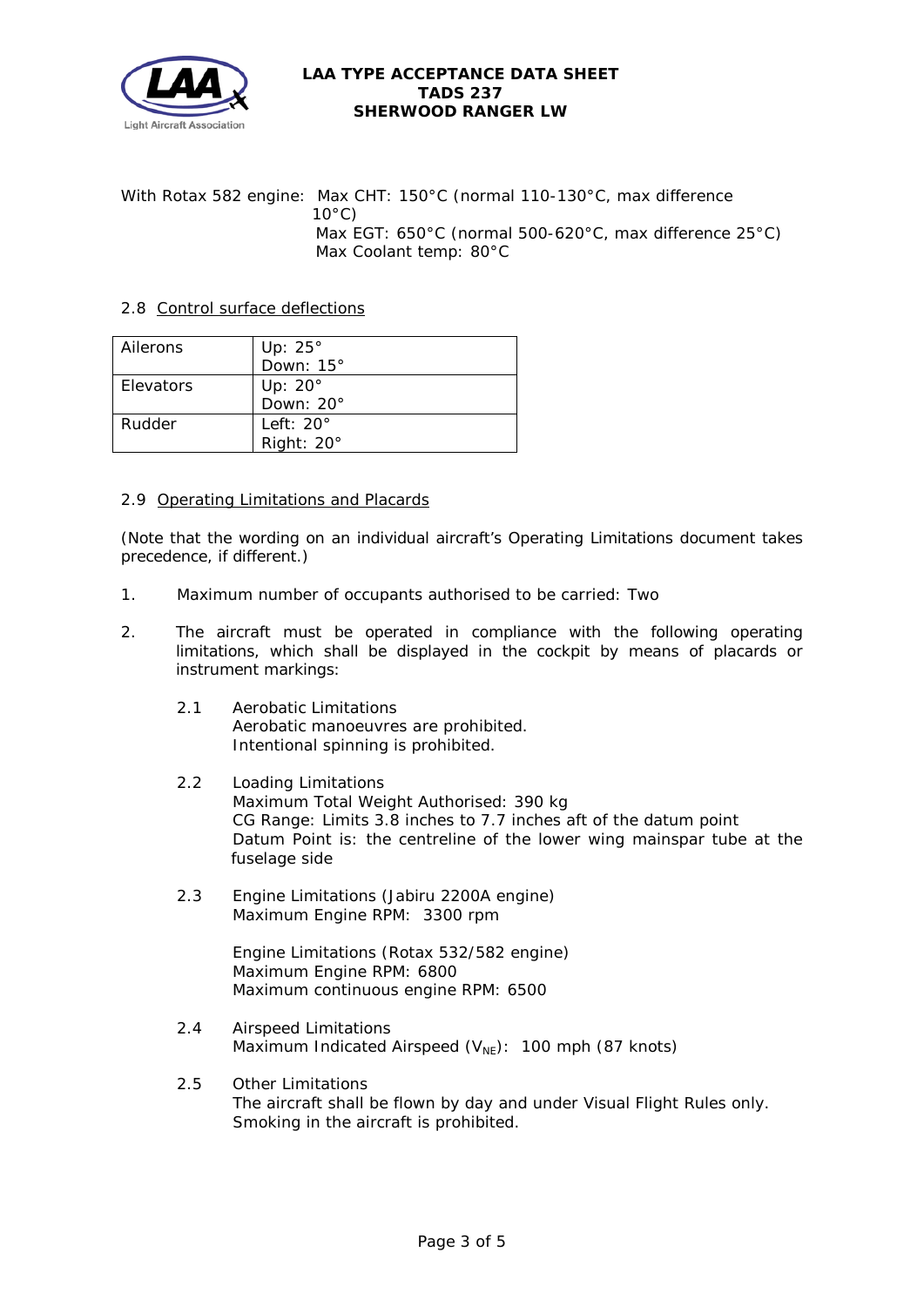With Rotax 582 engine: Max CHT: 150°C (normal 110-130°C, max difference 10°C)
Max EGT: 650°C (normal 500-620°C, max difference 25°C)
Max Coolant temp: 80°C

## 2.8 Control surface deflections

| Surface | Deflection |
|---|---|
| Ailerons | Up: 25°<br>Down: 15° |
| Elevators | Up: 20°<br>Down: 20° |
| Rudder | Left: 20°<br>Right: 20° |

## 2.9 Operating Limitations and Placards

(Note that the wording on an individual aircraft's Operating Limitations document takes precedence, if different.)

1. Maximum number of occupants authorised to be carried: Two

2. The aircraft must be operated in compliance with the following operating limitations, which shall be displayed in the cockpit by means of placards or instrument markings:

   2.1 Aerobatic Limitations
   Aerobatic manoeuvres are prohibited.
   Intentional spinning is prohibited.

   2.2 Loading Limitations
   Maximum Total Weight Authorised: 390 kg
   CG Range: Limits 3.8 inches to 7.7 inches aft of the datum point
   Datum Point is: the centreline of the lower wing mainspar tube at the fuselage side

   2.3 Engine Limitations (Jabiru 2200A engine)
   Maximum Engine RPM: 3300 rpm

   Engine Limitations (Rotax 532/582 engine)
   Maximum Engine RPM: 6800
   Maximum continuous engine RPM: 6500

   2.4 Airspeed Limitations
   Maximum Indicated Airspeed ($V_{NE}$): 100 mph (87 knots)

   2.5 Other Limitations
   The aircraft shall be flown by day and under Visual Flight Rules only.
   Smoking in the aircraft is prohibited.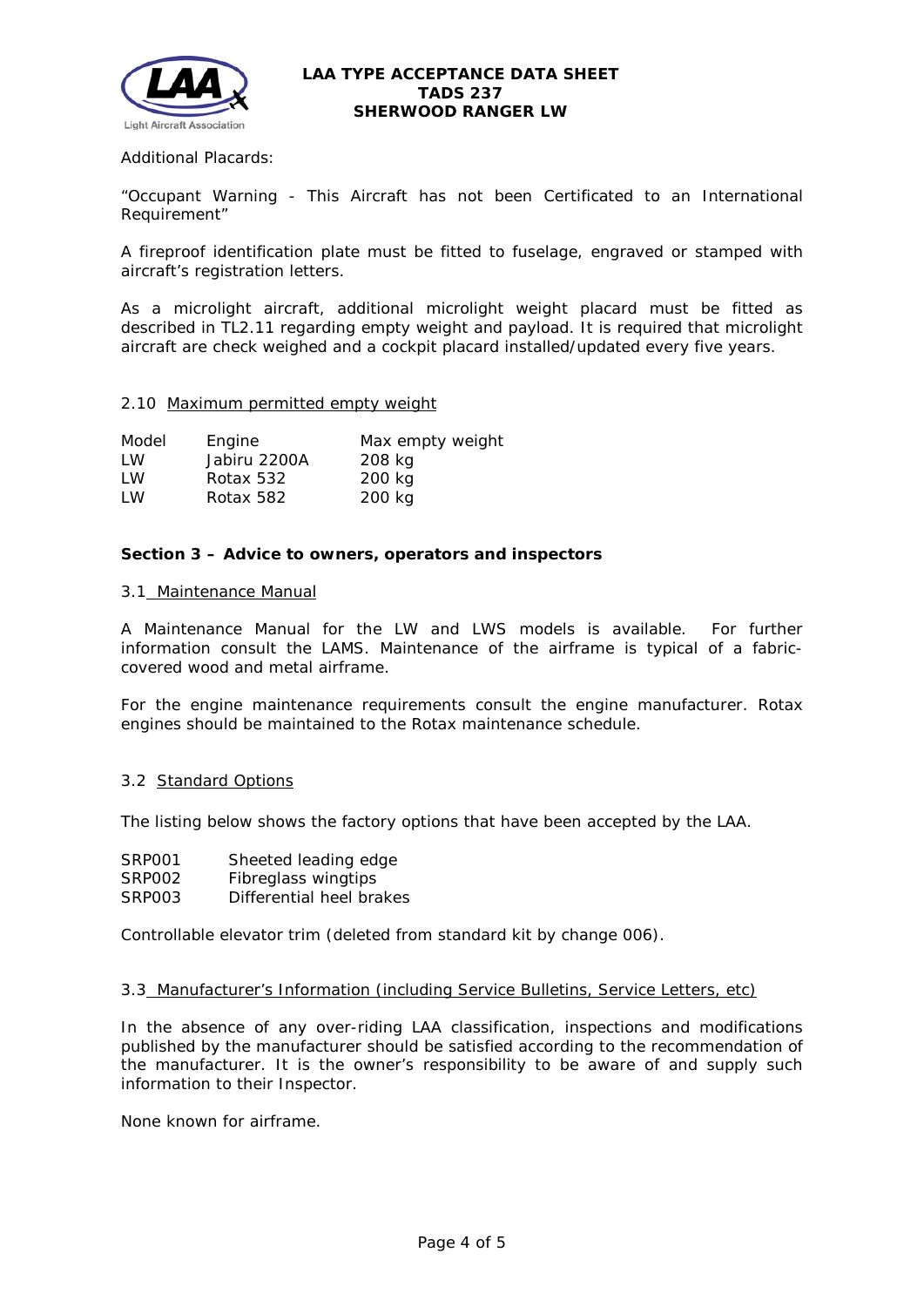Additional Placards:

"Occupant Warning - This Aircraft has not been Certificated to an International Requirement"

A fireproof identification plate must be fitted to fuselage, engraved or stamped with aircraft's registration letters.

As a microlight aircraft, additional microlight weight placard must be fitted as described in TL2.11 regarding empty weight and payload. It is required that microlight aircraft are check weighed and a cockpit placard installed/updated every five years.

2.10 Maximum permitted empty weight

| Model | Engine | Max empty weight |
|---|---|---|
| LW | Jabiru 2200A | 208 kg |
| LW | Rotax 532 | 200 kg |
| LW | Rotax 582 | 200 kg |

**Section 3 – Advice to owners, operators and inspectors**

3.1 Maintenance Manual

A Maintenance Manual for the LW and LWS models is available. For further information consult the LAMS. Maintenance of the airframe is typical of a fabric-covered wood and metal airframe.

For the engine maintenance requirements consult the engine manufacturer. Rotax engines should be maintained to the Rotax maintenance schedule.

3.2 Standard Options

The listing below shows the factory options that have been accepted by the LAA.

| | |
|---|---|
| SRP001 | Sheeted leading edge |
| SRP002 | Fibreglass wingtips |
| SRP003 | Differential heel brakes |

Controllable elevator trim (deleted from standard kit by change 006).

3.3 Manufacturer's Information (including Service Bulletins, Service Letters, etc)

In the absence of any over-riding LAA classification, inspections and modifications published by the manufacturer should be satisfied according to the recommendation of the manufacturer. It is the owner's responsibility to be aware of and supply such information to their Inspector.

None known for airframe.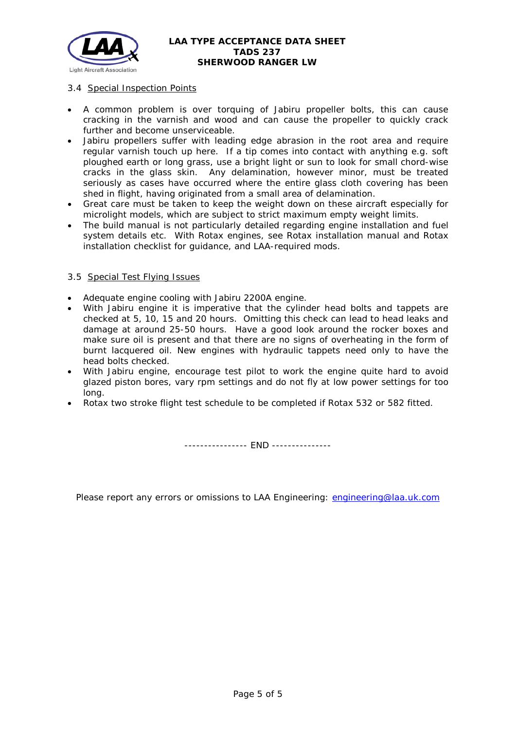### 3.4 Special Inspection Points

- A common problem is over torquing of Jabiru propeller bolts, this can cause cracking in the varnish and wood and can cause the propeller to quickly crack further and become unserviceable.
- Jabiru propellers suffer with leading edge abrasion in the root area and require regular varnish touch up here. If a tip comes into contact with anything e.g. soft ploughed earth or long grass, use a bright light or sun to look for small chord-wise cracks in the glass skin. Any delamination, however minor, must be treated seriously as cases have occurred where the entire glass cloth covering has been shed in flight, having originated from a small area of delamination.
- Great care must be taken to keep the weight down on these aircraft especially for microlight models, which are subject to strict maximum empty weight limits.
- The build manual is not particularly detailed regarding engine installation and fuel system details etc. With Rotax engines, see Rotax installation manual and Rotax installation checklist for guidance, and LAA-required mods.

### 3.5 Special Test Flying Issues

- Adequate engine cooling with Jabiru 2200A engine.
- With Jabiru engine it is imperative that the cylinder head bolts and tappets are checked at 5, 10, 15 and 20 hours. Omitting this check can lead to head leaks and damage at around 25-50 hours. Have a good look around the rocker boxes and make sure oil is present and that there are no signs of overheating in the form of burnt lacquered oil. New engines with hydraulic tappets need only to have the head bolts checked.
- With Jabiru engine, encourage test pilot to work the engine quite hard to avoid glazed piston bores, vary rpm settings and do not fly at low power settings for too long.
- Rotax two stroke flight test schedule to be completed if Rotax 532 or 582 fitted.

---------------- END ---------------

Please report any errors or omissions to LAA Engineering: engineering@laa.uk.com